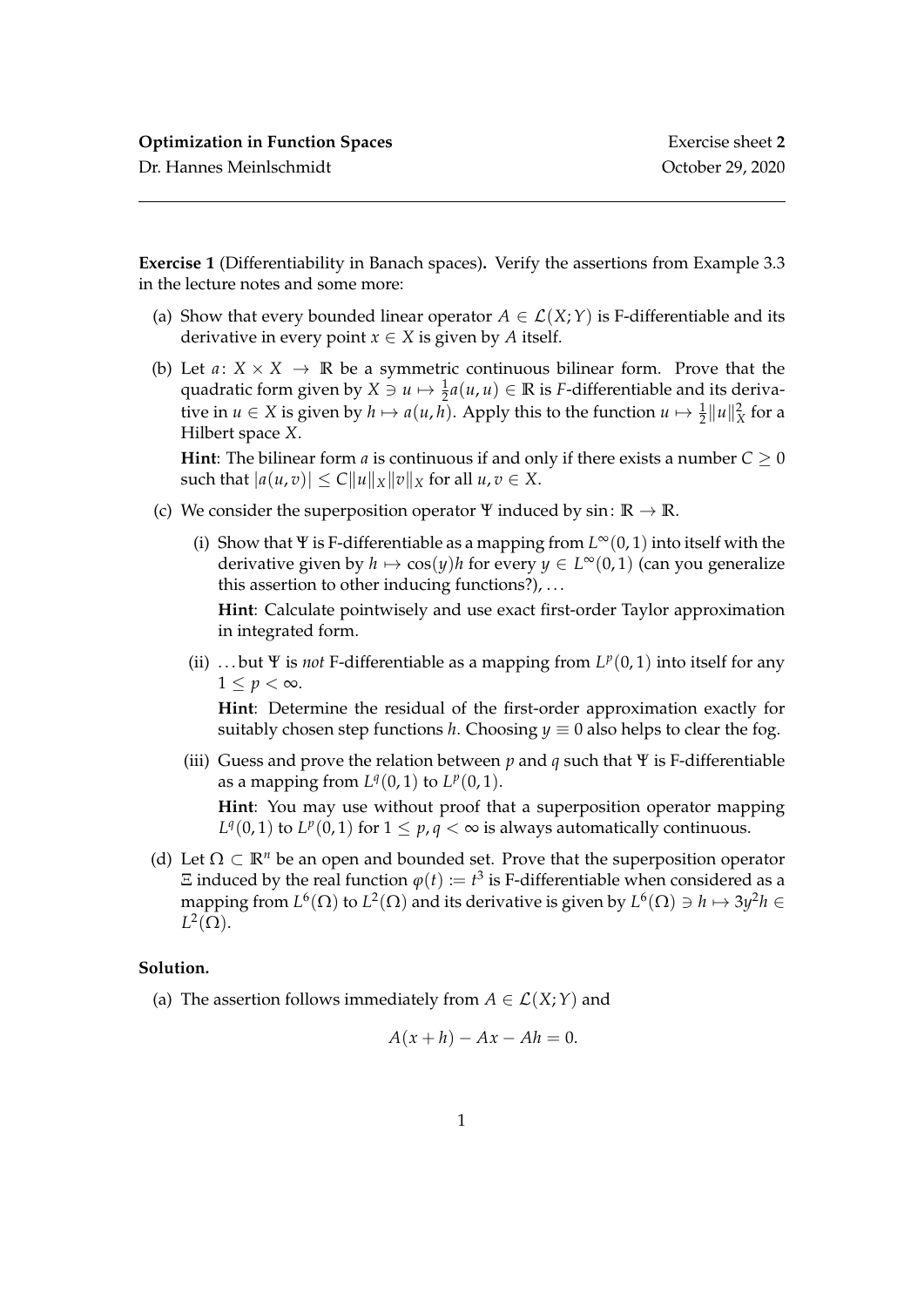**Optimization in Function Spaces** — Dr. Hannes Meinlschmidt

Exercise sheet **2** — October 29, 2020

---

**Exercise 1** (Differentiability in Banach spaces)**.** Verify the assertions from Example 3.3 in the lecture notes and some more:

(a) Show that every bounded linear operator $A \in \mathcal{L}(X;Y)$ is F-differentiable and its derivative in every point $x \in X$ is given by $A$ itself.

(b) Let $a\colon X \times X \to \mathbb{R}$ be a symmetric continuous bilinear form. Prove that the quadratic form given by $X \ni u \mapsto \frac{1}{2}a(u,u) \in \mathbb{R}$ is $F$-differentiable and its derivative in $u \in X$ is given by $h \mapsto a(u,h)$. Apply this to the function $u \mapsto \frac{1}{2}\|u\|_X^2$ for a Hilbert space $X$.

**Hint**: The bilinear form $a$ is continuous if and only if there exists a number $C \geq 0$ such that $|a(u,v)| \leq C\|u\|_X\|v\|_X$ for all $u,v \in X$.

(c) We consider the superposition operator $\Psi$ induced by $\sin\colon \mathbb{R} \to \mathbb{R}$.

(i) Show that $\Psi$ is F-differentiable as a mapping from $L^\infty(0,1)$ into itself with the derivative given by $h \mapsto \cos(y)h$ for every $y \in L^\infty(0,1)$ (can you generalize this assertion to other inducing functions?), …

**Hint**: Calculate pointwisely and use exact first-order Taylor approximation in integrated form.

(ii) … but $\Psi$ is *not* F-differentiable as a mapping from $L^p(0,1)$ into itself for any $1 \leq p < \infty$.

**Hint**: Determine the residual of the first-order approximation exactly for suitably chosen step functions $h$. Choosing $y \equiv 0$ also helps to clear the fog.

(iii) Guess and prove the relation between $p$ and $q$ such that $\Psi$ is F-differentiable as a mapping from $L^q(0,1)$ to $L^p(0,1)$.

**Hint**: You may use without proof that a superposition operator mapping $L^q(0,1)$ to $L^p(0,1)$ for $1 \leq p,q < \infty$ is always automatically continuous.

(d) Let $\Omega \subset \mathbb{R}^n$ be an open and bounded set. Prove that the superposition operator $\Xi$ induced by the real function $\varphi(t) := t^3$ is F-differentiable when considered as a mapping from $L^6(\Omega)$ to $L^2(\Omega)$ and its derivative is given by $L^6(\Omega) \ni h \mapsto 3y^2h \in L^2(\Omega)$.

**Solution.**

(a) The assertion follows immediately from $A \in \mathcal{L}(X;Y)$ and

$$A(x+h) - Ax - Ah = 0.$$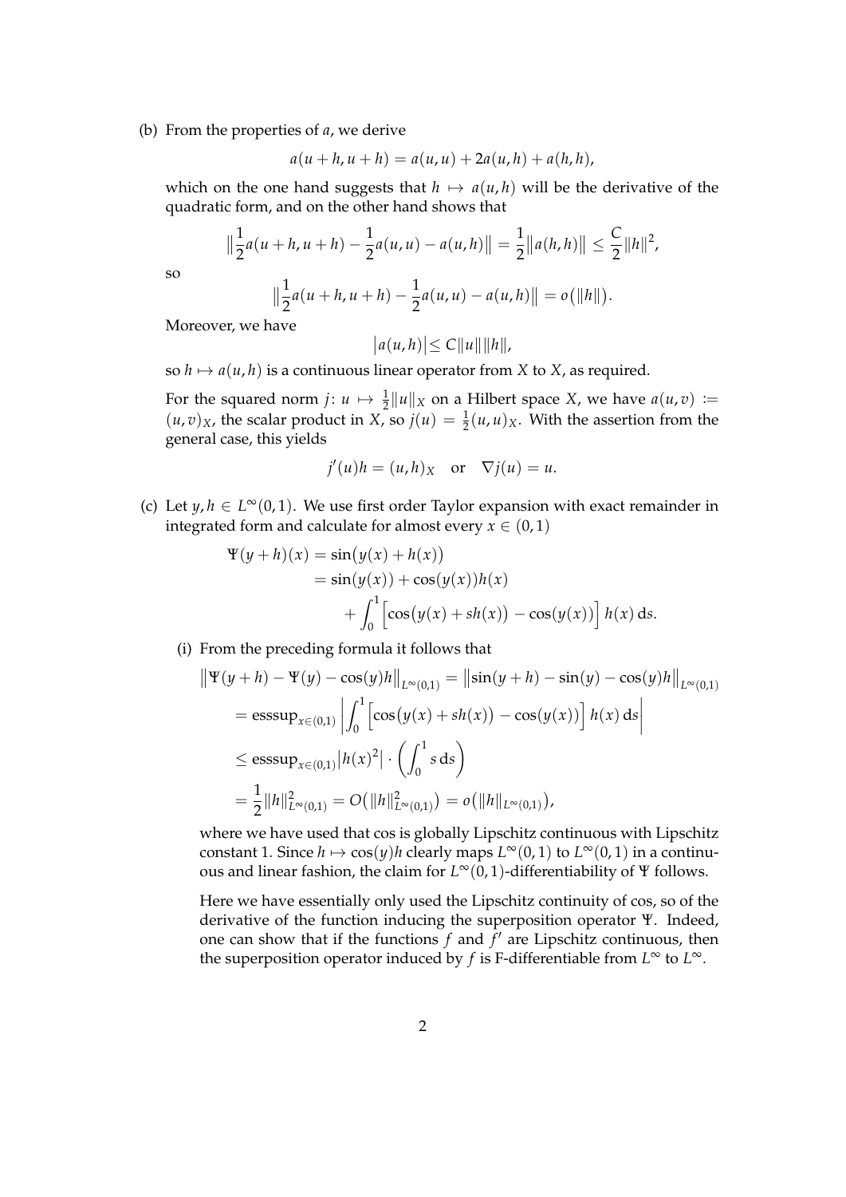(b) From the properties of $a$, we derive

$$a(u+h, u+h) = a(u,u) + 2a(u,h) + a(h,h),$$

which on the one hand suggests that $h \mapsto a(u,h)$ will be the derivative of the quadratic form, and on the other hand shows that

$$\Big\| \frac{1}{2} a(u+h, u+h) - \frac{1}{2} a(u,u) - a(u,h) \Big\| = \frac{1}{2} \big\| a(h,h) \big\| \leq \frac{C}{2} \|h\|^2,$$

so

$$\Big\| \frac{1}{2} a(u+h, u+h) - \frac{1}{2} a(u,u) - a(u,h) \Big\| = o\big(\|h\|\big).$$

Moreover, we have

$$\big| a(u,h) \big| \leq C \|u\| \|h\|,$$

so $h \mapsto a(u,h)$ is a continuous linear operator from $X$ to $X$, as required.

For the squared norm $j \colon u \mapsto \frac{1}{2} \|u\|_X$ on a Hilbert space $X$, we have $a(u,v) := (u,v)_X$, the scalar product in $X$, so $j(u) = \frac{1}{2}(u,u)_X$. With the assertion from the general case, this yields

$$j'(u)h = (u,h)_X \quad \text{or} \quad \nabla j(u) = u.$$

(c) Let $y, h \in L^\infty(0,1)$. We use first order Taylor expansion with exact remainder in integrated form and calculate for almost every $x \in (0,1)$

$$\begin{aligned} \Psi(y+h)(x) &= \sin\big(y(x) + h(x)\big) \\ &= \sin(y(x)) + \cos(y(x))h(x) \\ &\qquad + \int_0^1 \Big[ \cos\big(y(x) + sh(x)\big) - \cos(y(x)) \Big] \, h(x) \, \mathrm{d}s. \end{aligned}$$

(i) From the preceding formula it follows that

$$\begin{aligned} \big\| \Psi(y+h) - \Psi(y) - \cos(y)h \big\|_{L^\infty(0,1)} &= \big\| \sin(y+h) - \sin(y) - \cos(y)h \big\|_{L^\infty(0,1)} \\ &= \operatorname{esssup}_{x \in (0,1)} \left| \int_0^1 \Big[ \cos\big(y(x) + sh(x)\big) - \cos(y(x)) \Big] \, h(x) \, \mathrm{d}s \right| \\ &\leq \operatorname{esssup}_{x \in (0,1)} \big| h(x)^2 \big| \cdot \left( \int_0^1 s \, \mathrm{d}s \right) \\ &= \frac{1}{2} \|h\|^2_{L^\infty(0,1)} = O\big( \|h\|^2_{L^\infty(0,1)} \big) = o\big( \|h\|_{L^\infty(0,1)} \big), \end{aligned}$$

where we have used that cos is globally Lipschitz continuous with Lipschitz constant 1. Since $h \mapsto \cos(y)h$ clearly maps $L^\infty(0,1)$ to $L^\infty(0,1)$ in a continuous and linear fashion, the claim for $L^\infty(0,1)$-differentiability of $\Psi$ follows.

Here we have essentially only used the Lipschitz continuity of cos, so of the derivative of the function inducing the superposition operator $\Psi$. Indeed, one can show that if the functions $f$ and $f'$ are Lipschitz continuous, then the superposition operator induced by $f$ is F-differentiable from $L^\infty$ to $L^\infty$.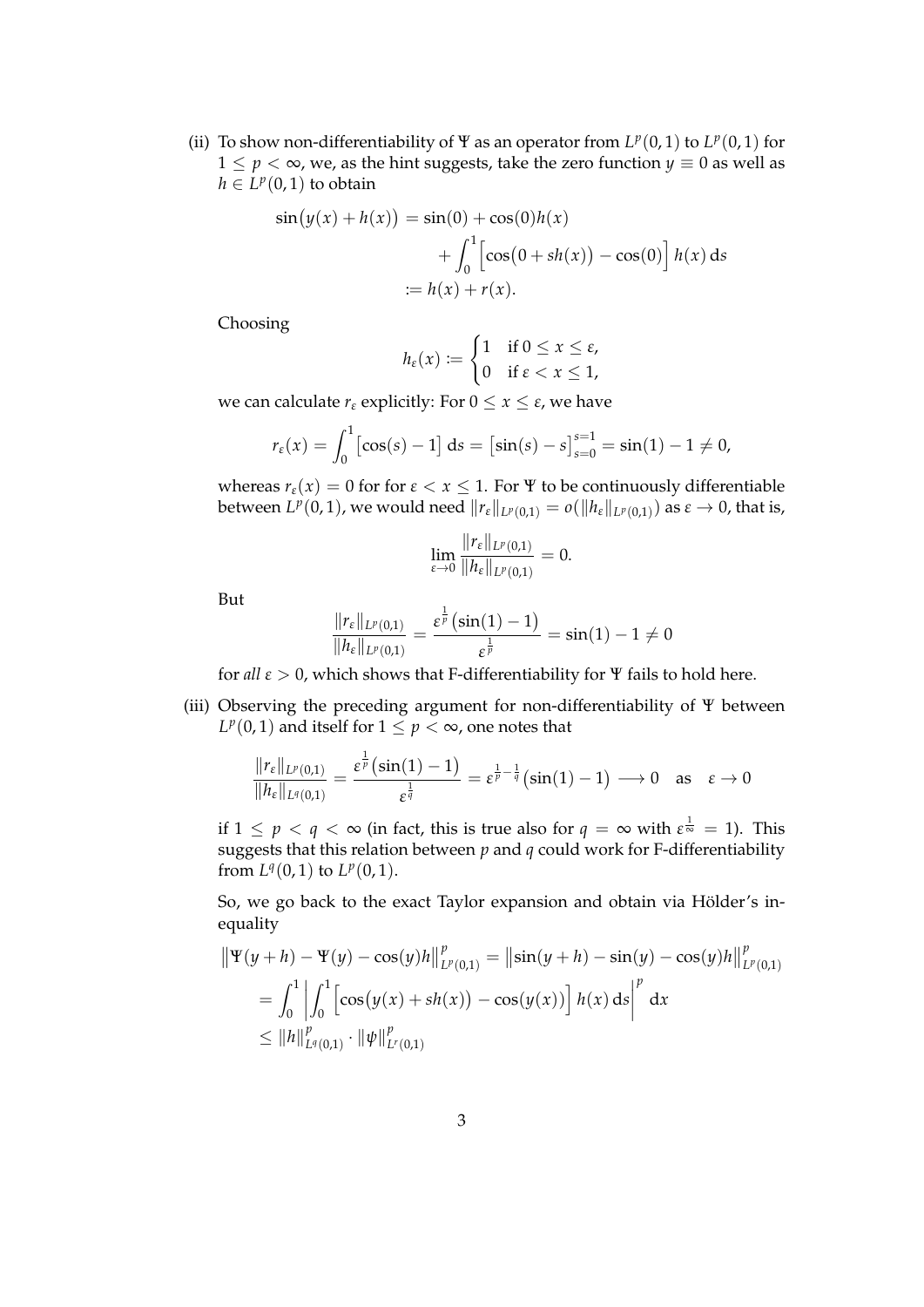(ii) To show non-differentiability of $\Psi$ as an operator from $L^p(0,1)$ to $L^p(0,1)$ for $1 \leq p < \infty$, we, as the hint suggests, take the zero function $y \equiv 0$ as well as $h \in L^p(0,1)$ to obtain

$$
\begin{aligned}
\sin\big(y(x) + h(x)\big) &= \sin(0) + \cos(0)h(x) \\
&\quad + \int_0^1 \Big[\cos\big(0 + sh(x)\big) - \cos(0)\Big]\, h(x)\,\mathrm{d}s \\
&:= h(x) + r(x).
\end{aligned}
$$

Choosing

$$
h_\varepsilon(x) := \begin{cases} 1 & \text{if } 0 \leq x \leq \varepsilon, \\ 0 & \text{if } \varepsilon < x \leq 1, \end{cases}
$$

we can calculate $r_\varepsilon$ explicitly: For $0 \leq x \leq \varepsilon$, we have

$$
r_\varepsilon(x) = \int_0^1 \big[\cos(s) - 1\big]\,\mathrm{d}s = \big[\sin(s) - s\big]_{s=0}^{s=1} = \sin(1) - 1 \neq 0,
$$

whereas $r_\varepsilon(x) = 0$ for for $\varepsilon < x \leq 1$. For $\Psi$ to be continuously differentiable between $L^p(0,1)$, we would need $\|r_\varepsilon\|_{L^p(0,1)} = o(\|h_\varepsilon\|_{L^p(0,1)})$ as $\varepsilon \to 0$, that is,

$$
\lim_{\varepsilon \to 0} \frac{\|r_\varepsilon\|_{L^p(0,1)}}{\|h_\varepsilon\|_{L^p(0,1)}} = 0.
$$

But

$$
\frac{\|r_\varepsilon\|_{L^p(0,1)}}{\|h_\varepsilon\|_{L^p(0,1)}} = \frac{\varepsilon^{\frac{1}{p}}\big(\sin(1) - 1\big)}{\varepsilon^{\frac{1}{p}}} = \sin(1) - 1 \neq 0
$$

for *all* $\varepsilon > 0$, which shows that F-differentiability for $\Psi$ fails to hold here.

(iii) Observing the preceding argument for non-differentiability of $\Psi$ between $L^p(0,1)$ and itself for $1 \leq p < \infty$, one notes that

$$
\frac{\|r_\varepsilon\|_{L^p(0,1)}}{\|h_\varepsilon\|_{L^q(0,1)}} = \frac{\varepsilon^{\frac{1}{p}}\big(\sin(1) - 1\big)}{\varepsilon^{\frac{1}{q}}} = \varepsilon^{\frac{1}{p} - \frac{1}{q}}\big(\sin(1) - 1\big) \longrightarrow 0 \quad \text{as} \quad \varepsilon \to 0
$$

if $1 \leq p < q < \infty$ (in fact, this is true also for $q = \infty$ with $\varepsilon^{\frac{1}{\infty}} = 1$). This suggests that this relation between $p$ and $q$ could work for F-differentiability from $L^q(0,1)$ to $L^p(0,1)$.

So, we go back to the exact Taylor expansion and obtain via Hölder's inequality

$$
\begin{aligned}
\big\|\Psi(y+h) - \Psi(y) - \cos(y)h\big\|_{L^p(0,1)}^p &= \big\|\sin(y+h) - \sin(y) - \cos(y)h\big\|_{L^p(0,1)}^p \\
&= \int_0^1 \left| \int_0^1 \Big[\cos\big(y(x) + sh(x)\big) - \cos\big(y(x)\big)\Big]\, h(x)\,\mathrm{d}s \right|^p \mathrm{d}x \\
&\leq \|h\|_{L^q(0,1)}^p \cdot \|\psi\|_{L^r(0,1)}^p
\end{aligned}
$$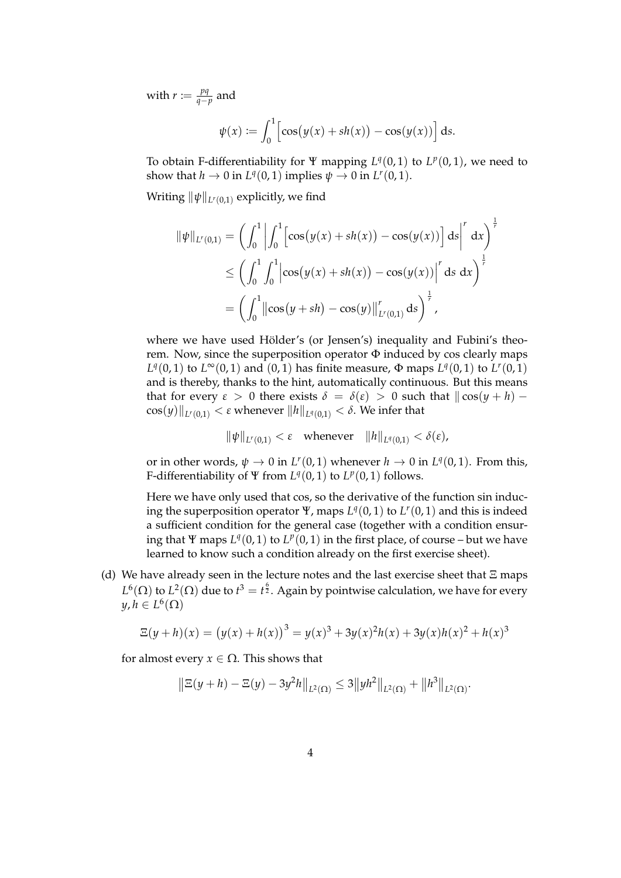with $r := \frac{pq}{q-p}$ and

$$\psi(x) := \int_0^1 \Big[\cos\big(y(x) + sh(x)\big) - \cos\big(y(x)\big)\Big] \,\mathrm{d}s.$$

To obtain F-differentiability for $\Psi$ mapping $L^q(0,1)$ to $L^p(0,1)$, we need to show that $h \to 0$ in $L^q(0,1)$ implies $\psi \to 0$ in $L^r(0,1)$.

Writing $\|\psi\|_{L^r(0,1)}$ explicitly, we find

$$\begin{aligned}
\|\psi\|_{L^r(0,1)} &= \left( \int_0^1 \left| \int_0^1 \Big[\cos\big(y(x) + sh(x)\big) - \cos\big(y(x)\big)\Big] \,\mathrm{d}s \right|^r \mathrm{d}x \right)^{\frac{1}{r}} \\
&\leq \left( \int_0^1 \int_0^1 \Big|\cos\big(y(x) + sh(x)\big) - \cos\big(y(x)\big)\Big|^r \,\mathrm{d}s \;\mathrm{d}x \right)^{\frac{1}{r}} \\
&= \left( \int_0^1 \big\|\cos\big(y + sh\big) - \cos(y)\big\|_{L^r(0,1)}^r \,\mathrm{d}s \right)^{\frac{1}{r}},
\end{aligned}$$

where we have used Hölder's (or Jensen's) inequality and Fubini's theorem. Now, since the superposition operator $\Phi$ induced by cos clearly maps $L^q(0,1)$ to $L^\infty(0,1)$ and $(0,1)$ has finite measure, $\Phi$ maps $L^q(0,1)$ to $L^r(0,1)$ and is thereby, thanks to the hint, automatically continuous. But this means that for every $\varepsilon > 0$ there exists $\delta = \delta(\varepsilon) > 0$ such that $\|\cos(y + h) - \cos(y)\|_{L^r(0,1)} < \varepsilon$ whenever $\|h\|_{L^q(0,1)} < \delta$. We infer that

$$\|\psi\|_{L^r(0,1)} < \varepsilon \quad \text{whenever} \quad \|h\|_{L^q(0,1)} < \delta(\varepsilon),$$

or in other words, $\psi \to 0$ in $L^r(0,1)$ whenever $h \to 0$ in $L^q(0,1)$. From this, F-differentiability of $\Psi$ from $L^q(0,1)$ to $L^p(0,1)$ follows.

Here we have only used that cos, so the derivative of the function sin inducing the superposition operator $\Psi$, maps $L^q(0,1)$ to $L^r(0,1)$ and this is indeed a sufficient condition for the general case (together with a condition ensuring that $\Psi$ maps $L^q(0,1)$ to $L^p(0,1)$ in the first place, of course – but we have learned to know such a condition already on the first exercise sheet).

(d) We have already seen in the lecture notes and the last exercise sheet that $\Xi$ maps $L^6(\Omega)$ to $L^2(\Omega)$ due to $t^3 = t^{\frac{6}{2}}$. Again by pointwise calculation, we have for every $y, h \in L^6(\Omega)$

$$\Xi(y + h)(x) = \big(y(x) + h(x)\big)^3 = y(x)^3 + 3y(x)^2 h(x) + 3y(x)h(x)^2 + h(x)^3$$

for almost every $x \in \Omega$. This shows that

$$\big\|\Xi(y + h) - \Xi(y) - 3y^2 h\big\|_{L^2(\Omega)} \leq 3\big\|yh^2\big\|_{L^2(\Omega)} + \big\|h^3\big\|_{L^2(\Omega)}.$$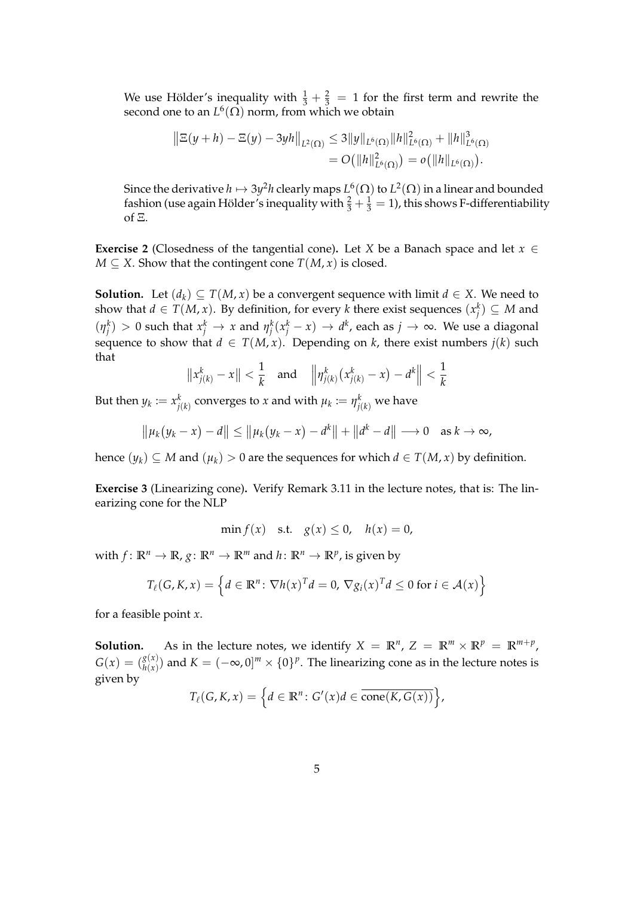We use Hölder's inequality with $\frac{1}{3} + \frac{2}{3} = 1$ for the first term and rewrite the second one to an $L^6(\Omega)$ norm, from which we obtain

$$
\begin{aligned}
\left\|\Xi(y+h) - \Xi(y) - 3yh\right\|_{L^2(\Omega)} &\leq 3\|y\|_{L^6(\Omega)}\|h\|^2_{L^6(\Omega)} + \|h\|^3_{L^6(\Omega)} \\
&= O\big(\|h\|^2_{L^6(\Omega)}\big) = o\big(\|h\|_{L^6(\Omega)}\big).
\end{aligned}
$$

Since the derivative $h \mapsto 3y^2h$ clearly maps $L^6(\Omega)$ to $L^2(\Omega)$ in a linear and bounded fashion (use again Hölder's inequality with $\frac{2}{3} + \frac{1}{3} = 1$), this shows F-differentiability of $\Xi$.

**Exercise 2** (Closedness of the tangential cone)**.** Let $X$ be a Banach space and let $x \in M \subseteq X$. Show that the contingent cone $T(M, x)$ is closed.

**Solution.** Let $(d_k) \subseteq T(M, x)$ be a convergent sequence with limit $d \in X$. We need to show that $d \in T(M, x)$. By definition, for every $k$ there exist sequences $(x^k_j) \subseteq M$ and $(\eta^k_j) > 0$ such that $x^k_j \to x$ and $\eta^k_j(x^k_j - x) \to d^k$, each as $j \to \infty$. We use a diagonal sequence to show that $d \in T(M, x)$. Depending on $k$, there exist numbers $j(k)$ such that

$$
\|x^k_{j(k)} - x\| < \frac{1}{k} \quad \text{and} \quad \left\|\eta^k_{j(k)}\big(x^k_{j(k)} - x\big) - d^k\right\| < \frac{1}{k}
$$

But then $y_k := x^k_{j(k)}$ converges to $x$ and with $\mu_k := \eta^k_{j(k)}$ we have

$$
\|\mu_k\big(y_k - x\big) - d\| \leq \|\mu_k\big(y_k - x\big) - d^k\| + \|d^k - d\| \longrightarrow 0 \quad \text{as } k \to \infty,
$$

hence $(y_k) \subseteq M$ and $(\mu_k) > 0$ are the sequences for which $d \in T(M, x)$ by definition.

**Exercise 3** (Linearizing cone)**.** Verify Remark 3.11 in the lecture notes, that is: The linearizing cone for the NLP

$$
\min f(x) \quad \text{s.t.} \quad g(x) \leq 0, \quad h(x) = 0,
$$

with $f\colon \mathbb{R}^n \to \mathbb{R}$, $g\colon \mathbb{R}^n \to \mathbb{R}^m$ and $h\colon \mathbb{R}^n \to \mathbb{R}^p$, is given by

$$
T_\ell(G, K, x) = \left\{d \in \mathbb{R}^n\colon \nabla h(x)^T d = 0,\ \nabla g_i(x)^T d \leq 0 \text{ for } i \in \mathcal{A}(x)\right\}
$$

for a feasible point $x$.

**Solution.** As in the lecture notes, we identify $X = \mathbb{R}^n$, $Z = \mathbb{R}^m \times \mathbb{R}^p = \mathbb{R}^{m+p}$, $G(x) = \binom{g(x)}{h(x)}$ and $K = (-\infty, 0]^m \times \{0\}^p$. The linearizing cone as in the lecture notes is given by

$$
T_\ell(G, K, x) = \left\{d \in \mathbb{R}^n\colon G'(x)d \in \overline{\operatorname{cone}(K, G(x))}\right\},
$$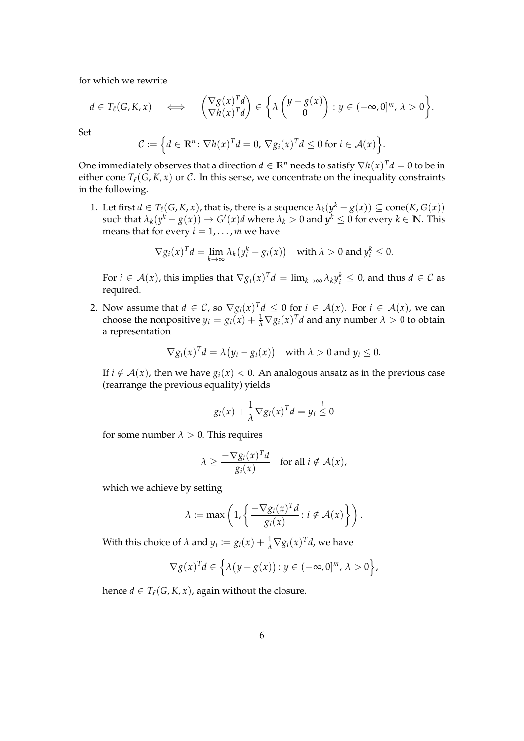for which we rewrite

$$d \in T_\ell(G, K, x) \quad \iff \quad \begin{pmatrix} \nabla g(x)^T d \\ \nabla h(x)^T d \end{pmatrix} \in \overline{\left\{ \lambda \begin{pmatrix} y - g(x) \\ 0 \end{pmatrix} : y \in (-\infty, 0]^m,\, \lambda > 0 \right\}}.$$

Set

$$\mathcal{C} := \left\{ d \in \mathbb{R}^n : \nabla h(x)^T d = 0,\, \nabla g_i(x)^T d \leq 0 \text{ for } i \in \mathcal{A}(x) \right\}.$$

One immediately observes that a direction $d \in \mathbb{R}^n$ needs to satisfy $\nabla h(x)^T d = 0$ to be in either cone $T_\ell(G, K, x)$ or $\mathcal{C}$. In this sense, we concentrate on the inequality constraints in the following.

1. Let first $d \in T_\ell(G, K, x)$, that is, there is a sequence $\lambda_k(y^k - g(x)) \subseteq \operatorname{cone}(K, G(x))$ such that $\lambda_k(y^k - g(x)) \to G'(x)d$ where $\lambda_k > 0$ and $y^k \leq 0$ for every $k \in \mathbb{N}$. This means that for every $i = 1, \ldots, m$ we have

   $$\nabla g_i(x)^T d = \lim_{k \to \infty} \lambda_k \big(y_i^k - g_i(x)\big) \quad \text{with } \lambda > 0 \text{ and } y_i^k \leq 0.$$

   For $i \in \mathcal{A}(x)$, this implies that $\nabla g_i(x)^T d = \lim_{k \to \infty} \lambda_k y_i^k \leq 0$, and thus $d \in \mathcal{C}$ as required.

2. Now assume that $d \in \mathcal{C}$, so $\nabla g_i(x)^T d \leq 0$ for $i \in \mathcal{A}(x)$. For $i \in \mathcal{A}(x)$, we can choose the nonpositive $y_i = g_i(x) + \frac{1}{\lambda} \nabla g_i(x)^T d$ and any number $\lambda > 0$ to obtain a representation

   $$\nabla g_i(x)^T d = \lambda \big(y_i - g_i(x)\big) \quad \text{with } \lambda > 0 \text{ and } y_i \leq 0.$$

   If $i \notin \mathcal{A}(x)$, then we have $g_i(x) < 0$. An analogous ansatz as in the previous case (rearrange the previous equality) yields

   $$g_i(x) + \frac{1}{\lambda} \nabla g_i(x)^T d = y_i \overset{!}{\leq} 0$$

   for some number $\lambda > 0$. This requires

   $$\lambda \geq \frac{-\nabla g_i(x)^T d}{g_i(x)} \quad \text{for all } i \notin \mathcal{A}(x),$$

   which we achieve by setting

   $$\lambda := \max\left(1, \left\{ \frac{-\nabla g_i(x)^T d}{g_i(x)} : i \notin \mathcal{A}(x) \right\}\right).$$

   With this choice of $\lambda$ and $y_i := g_i(x) + \frac{1}{\lambda} \nabla g_i(x)^T d$, we have

   $$\nabla g(x)^T d \in \left\{ \lambda \big(y - g(x)\big) : y \in (-\infty, 0]^m,\, \lambda > 0 \right\},$$

   hence $d \in T_\ell(G, K, x)$, again without the closure.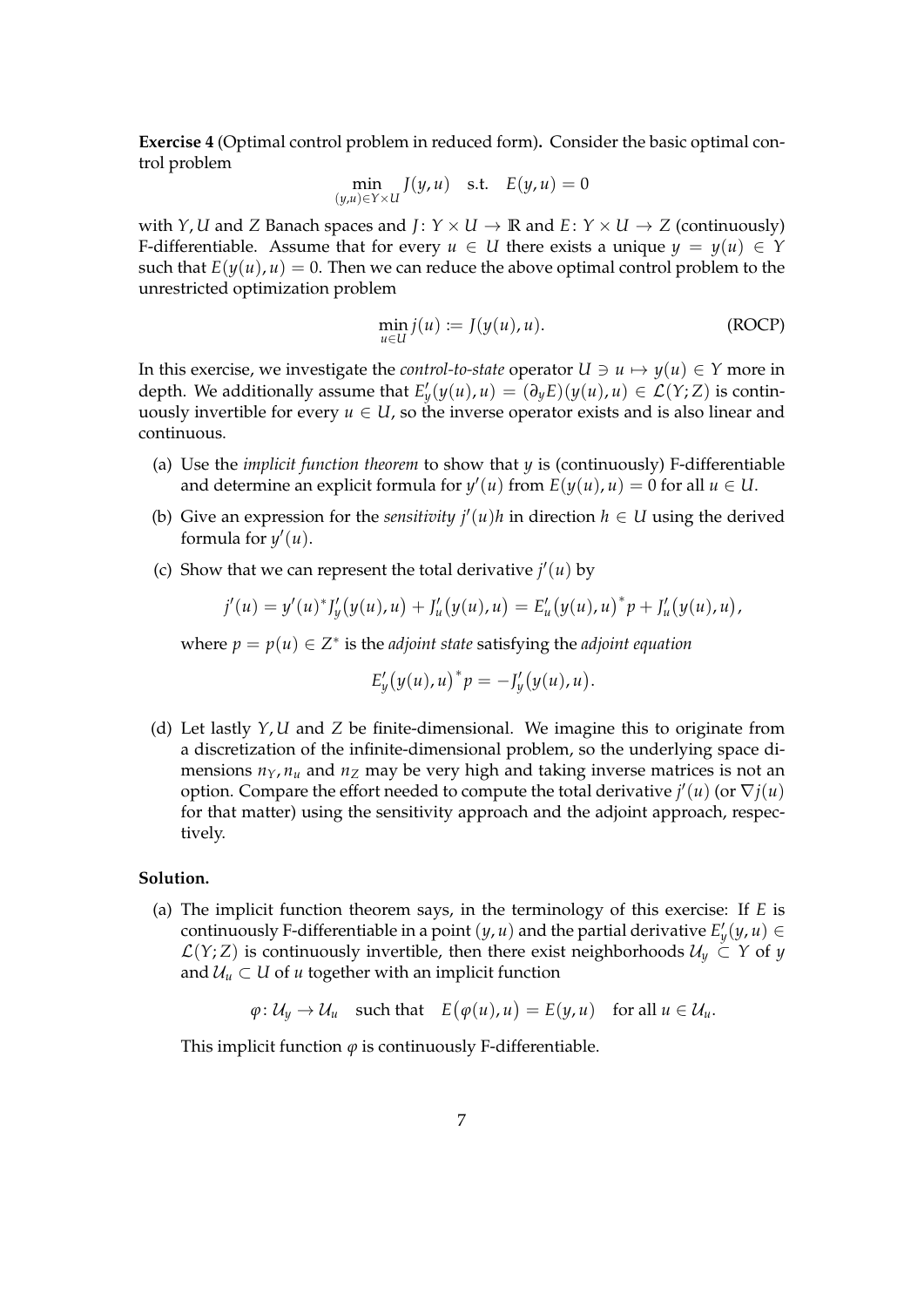**Exercise 4** (Optimal control problem in reduced form)**.** Consider the basic optimal control problem

$$\min_{(y,u)\in Y\times U} J(y,u) \quad \text{s.t.} \quad E(y,u) = 0$$

with $Y, U$ and $Z$ Banach spaces and $J\colon Y \times U \to \mathbb{R}$ and $E\colon Y \times U \to Z$ (continuously) F-differentiable. Assume that for every $u \in U$ there exists a unique $y = y(u) \in Y$ such that $E(y(u), u) = 0$. Then we can reduce the above optimal control problem to the unrestricted optimization problem

$$\min_{u\in U} j(u) := J(y(u), u). \tag{ROCP}$$

In this exercise, we investigate the *control-to-state* operator $U \ni u \mapsto y(u) \in Y$ more in depth. We additionally assume that $E'_y(y(u), u) = (\partial_y E)(y(u), u) \in \mathcal{L}(Y; Z)$ is continuously invertible for every $u \in U$, so the inverse operator exists and is also linear and continuous.

(a) Use the *implicit function theorem* to show that $y$ is (continuously) F-differentiable and determine an explicit formula for $y'(u)$ from $E(y(u), u) = 0$ for all $u \in U$.

(b) Give an expression for the *sensitivity* $j'(u)h$ in direction $h \in U$ using the derived formula for $y'(u)$.

(c) Show that we can represent the total derivative $j'(u)$ by

$$j'(u) = y'(u)^* J'_y\big(y(u), u\big) + J'_u\big(y(u), u\big) = E'_u\big(y(u), u\big)^* p + J'_u\big(y(u), u\big),$$

where $p = p(u) \in Z^*$ is the *adjoint state* satisfying the *adjoint equation*

$$E'_y\big(y(u), u\big)^* p = -J'_y\big(y(u), u\big).$$

(d) Let lastly $Y, U$ and $Z$ be finite-dimensional. We imagine this to originate from a discretization of the infinite-dimensional problem, so the underlying space dimensions $n_Y, n_u$ and $n_Z$ may be very high and taking inverse matrices is not an option. Compare the effort needed to compute the total derivative $j'(u)$ (or $\nabla j(u)$ for that matter) using the sensitivity approach and the adjoint approach, respectively.

**Solution.**

(a) The implicit function theorem says, in the terminology of this exercise: If $E$ is continuously F-differentiable in a point $(y, u)$ and the partial derivative $E'_y(y, u) \in \mathcal{L}(Y; Z)$ is continuously invertible, then there exist neighborhoods $\mathcal{U}_y \subset Y$ of $y$ and $\mathcal{U}_u \subset U$ of $u$ together with an implicit function

$$\varphi\colon \mathcal{U}_y \to \mathcal{U}_u \quad \text{such that} \quad E\big(\varphi(u), u\big) = E(y, u) \quad \text{for all } u \in \mathcal{U}_u.$$

This implicit function $\varphi$ is continuously F-differentiable.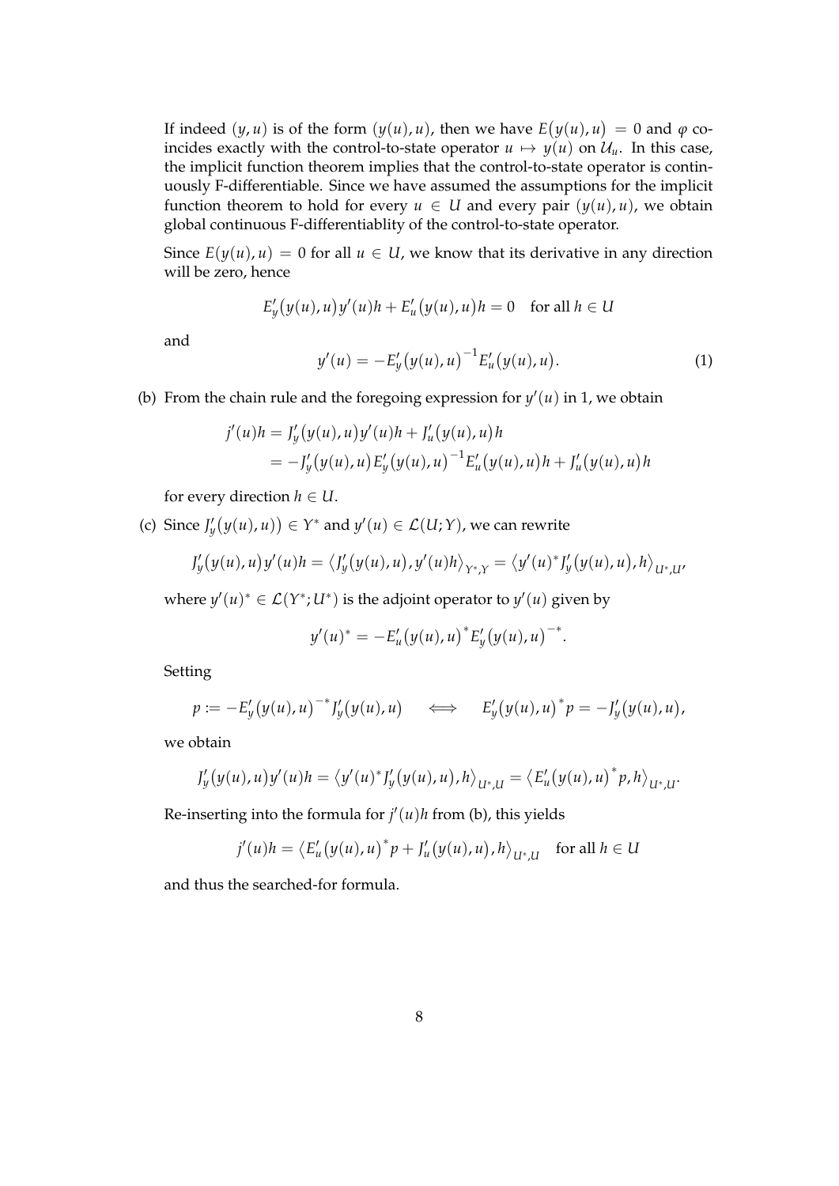If indeed $(y, u)$ is of the form $(y(u), u)$, then we have $E(y(u), u) = 0$ and $\varphi$ coincides exactly with the control-to-state operator $u \mapsto y(u)$ on $\mathcal{U}_u$. In this case, the implicit function theorem implies that the control-to-state operator is continuously F-differentiable. Since we have assumed the assumptions for the implicit function theorem to hold for every $u \in U$ and every pair $(y(u), u)$, we obtain global continuous F-differentiablity of the control-to-state operator.

Since $E(y(u), u) = 0$ for all $u \in U$, we know that its derivative in any direction will be zero, hence

$$E_y'(y(u), u)y'(u)h + E_u'(y(u), u)h = 0 \quad \text{for all } h \in U$$

and

$$y'(u) = -E_y'(y(u), u)^{-1} E_u'(y(u), u). \tag{1}$$

(b) From the chain rule and the foregoing expression for $y'(u)$ in 1, we obtain

$$\begin{aligned} j'(u)h &= J_y'(y(u), u)y'(u)h + J_u'(y(u), u)h \\ &= -J_y'(y(u), u)E_y'(y(u), u)^{-1} E_u'(y(u), u)h + J_u'(y(u), u)h \end{aligned}$$

for every direction $h \in U$.

(c) Since $J_y'(y(u), u)) \in Y^*$ and $y'(u) \in \mathcal{L}(U; Y)$, we can rewrite

$$J_y'(y(u), u)y'(u)h = \langle J_y'(y(u), u), y'(u)h \rangle_{Y^*,Y} = \langle y'(u)^* J_y'(y(u), u), h \rangle_{U^*,U},$$

where $y'(u)^* \in \mathcal{L}(Y^*; U^*)$ is the adjoint operator to $y'(u)$ given by

$$y'(u)^* = -E_u'(y(u), u)^* E_y'(y(u), u)^{-*}.$$

Setting

$$p := -E_y'(y(u), u)^{-*} J_y'(y(u), u) \qquad \Longleftrightarrow \qquad E_y'(y(u), u)^* p = -J_y'(y(u), u),$$

we obtain

$$J_y'(y(u), u)y'(u)h = \langle y'(u)^* J_y'(y(u), u), h \rangle_{U^*,U} = \langle E_u'(y(u), u)^* p, h \rangle_{U^*,U}.$$

Re-inserting into the formula for $j'(u)h$ from (b), this yields

$$j'(u)h = \langle E_u'(y(u), u)^* p + J_u'(y(u), u), h \rangle_{U^*,U} \quad \text{for all } h \in U$$

and thus the searched-for formula.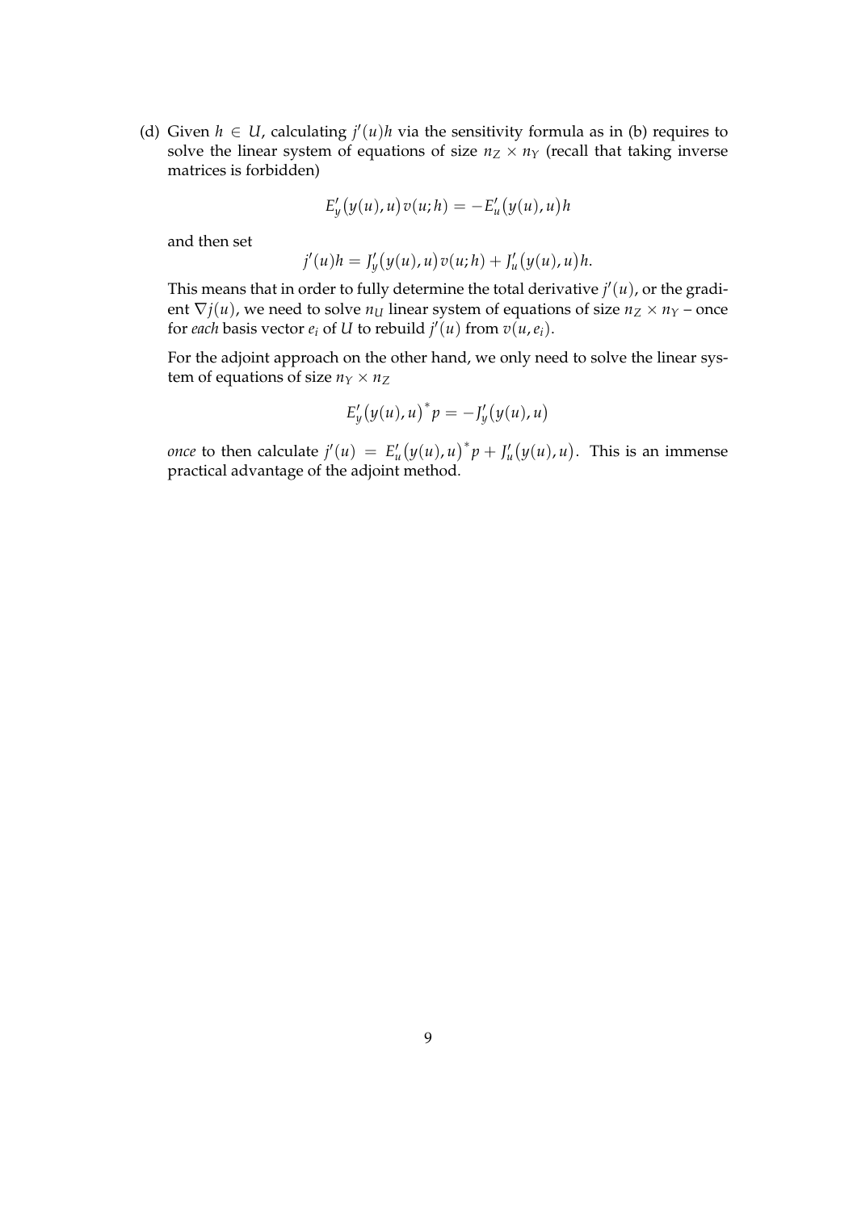(d) Given $h \in U$, calculating $j'(u)h$ via the sensitivity formula as in (b) requires to solve the linear system of equations of size $n_Z \times n_Y$ (recall that taking inverse matrices is forbidden)

$$E'_y\big(y(u),u\big)v(u;h) = -E'_u\big(y(u),u\big)h$$

and then set

$$j'(u)h = J'_y\big(y(u),u\big)v(u;h) + J'_u\big(y(u),u\big)h.$$

This means that in order to fully determine the total derivative $j'(u)$, or the gradient $\nabla j(u)$, we need to solve $n_U$ linear system of equations of size $n_Z \times n_Y$ – once for *each* basis vector $e_i$ of $U$ to rebuild $j'(u)$ from $v(u, e_i)$.

For the adjoint approach on the other hand, we only need to solve the linear system of equations of size $n_Y \times n_Z$

$$E'_y\big(y(u),u\big)^* p = -J'_y\big(y(u),u\big)$$

*once* to then calculate $j'(u) = E'_u\big(y(u),u\big)^* p + J'_u\big(y(u),u\big)$. This is an immense practical advantage of the adjoint method.